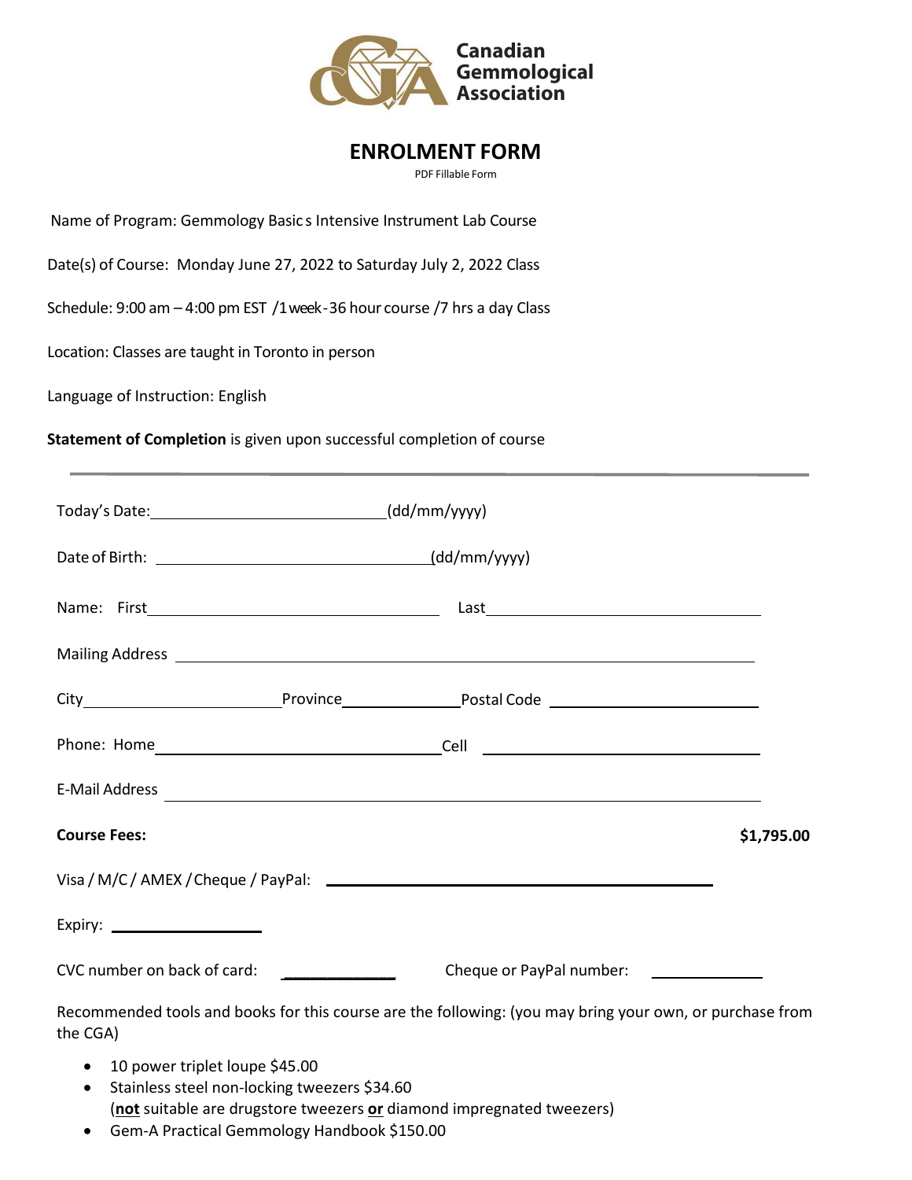Canadian Gemmological Association

# ENROLMENT FORM

PDF Fillable Form

Name of Program: Gemmology Basic s Intensive Instrument Lab Course

Date(s) of Course: Monday June 27, 2022 to Saturday July 2, 2022 Class

Schedule: 9:00 am – 4:00 pm EST /1week-36 hour course /7 hrs a day Class

Location: Classes are taught in Toronto in person

Language of Instruction: English

**Statement of Completion** is given upon successful completion of course

---

Today's Date: ______________________________(dd/mm/yyyy)

Date of Birth: ______________________________(dd/mm/yyyy)

Name: First______________________________ Last______________________________

Mailing Address ____________________________________________________________

City______________________ Province______________ Postal Code ______________________

Phone: Home______________________________ Cell ______________________________

E-Mail Address ____________________________________________________________

**Course Fees:** **$1,795.00**

Visa / M/C / AMEX / Cheque / PayPal: ________________________________________

Expiry: ________________

CVC number on back of card: ____________ Cheque or PayPal number: ____________

Recommended tools and books for this course are the following: (you may bring your own, or purchase from the CGA)

- 10 power triplet loupe $45.00
- Stainless steel non-locking tweezers $34.60
  (**not** suitable are drugstore tweezers **or** diamond impregnated tweezers)
- Gem-A Practical Gemmology Handbook $150.00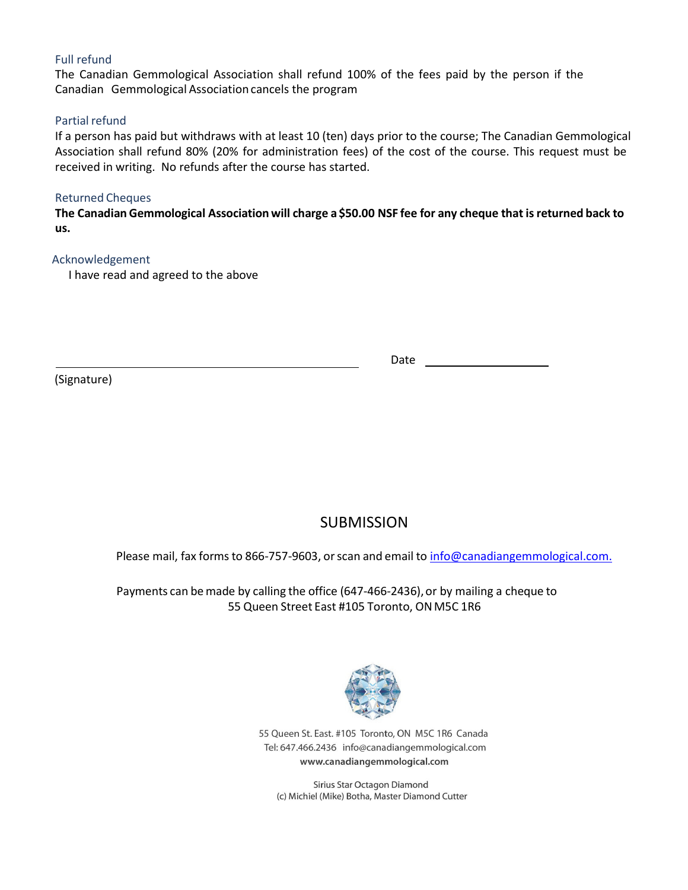### Full refund

The Canadian Gemmological Association shall refund 100% of the fees paid by the person if the Canadian Gemmological Association cancels the program

### Partial refund

If a person has paid but withdraws with at least 10 (ten) days prior to the course; The Canadian Gemmological Association shall refund 80% (20% for administration fees) of the cost of the course. This request must be received in writing. No refunds after the course has started.

### Returned Cheques

**The Canadian Gemmological Association will charge a $50.00 NSF fee for any cheque that is returned back to us.**

### Acknowledgement

I have read and agreed to the above

\_\_\_\_\_\_\_\_\_\_\_\_\_\_\_\_\_\_\_\_\_\_\_\_\_\_\_\_\_\_\_\_\_\_\_\_\_\_ Date \_\_\_\_\_\_\_\_\_\_\_\_\_\_\_\_\_\_

(Signature)

## SUBMISSION

Please mail, fax forms to 866-757-9603, or scan and email to info@canadiangemmological.com.

Payments can be made by calling the office (647-466-2436), or by mailing a cheque to 55 Queen Street East #105 Toronto, ON M5C 1R6

55 Queen St. East. #105 Toronto, ON M5C 1R6 Canada
Tel: 647.466.2436 info@canadiangemmological.com
**www.canadiangemmological.com**

Sirius Star Octagon Diamond
(c) Michiel (Mike) Botha, Master Diamond Cutter